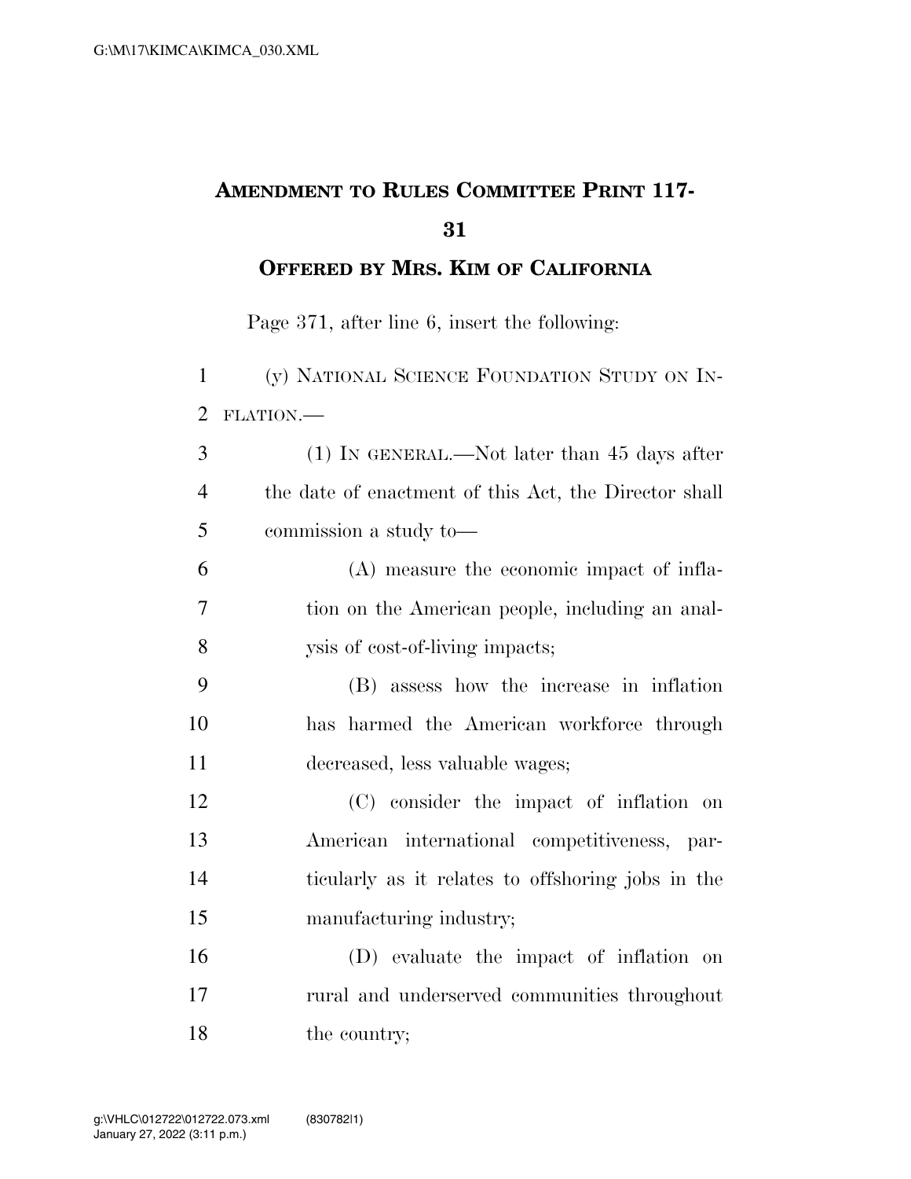# AMENDMENT TO RULES COMMITTEE PRINT 117-31

## OFFERED BY MRS. KIM OF CALIFORNIA

Page 371, after line 6, insert the following:

(y) NATIONAL SCIENCE FOUNDATION STUDY ON INFLATION.—

(1) IN GENERAL.—Not later than 45 days after the date of enactment of this Act, the Director shall commission a study to—

(A) measure the economic impact of inflation on the American people, including an analysis of cost-of-living impacts;

(B) assess how the increase in inflation has harmed the American workforce through decreased, less valuable wages;

(C) consider the impact of inflation on American international competitiveness, particularly as it relates to offshoring jobs in the manufacturing industry;

(D) evaluate the impact of inflation on rural and underserved communities throughout the country;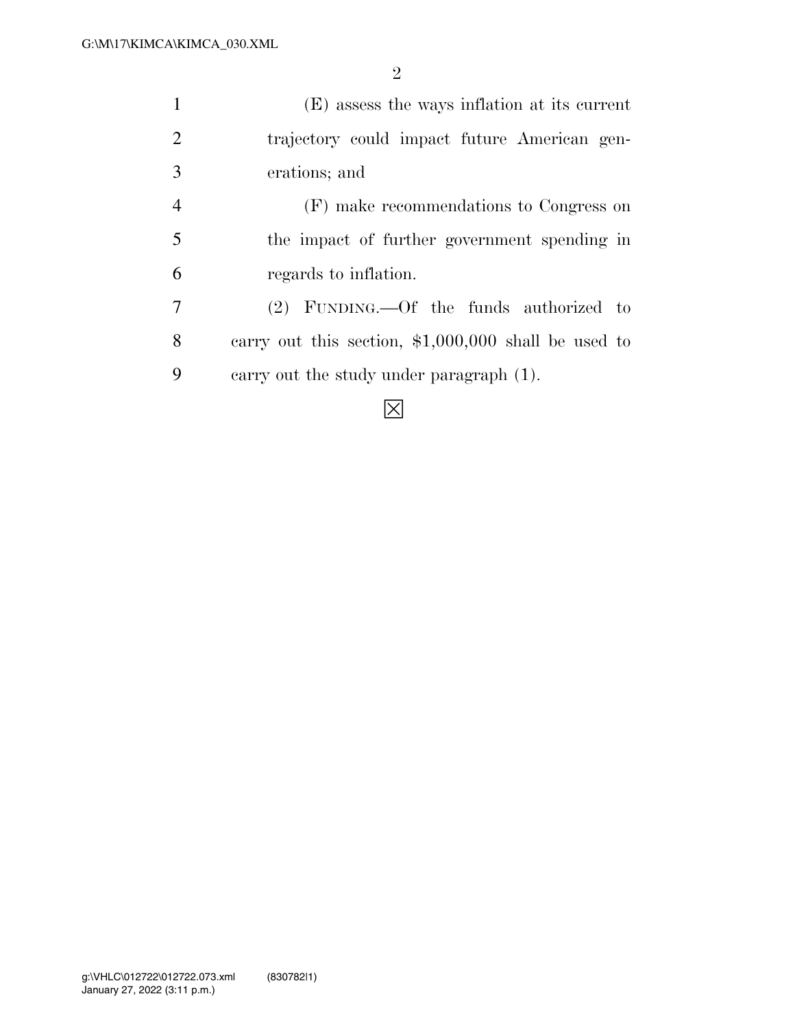(E) assess the ways inflation at its current trajectory could impact future American generations; and

(F) make recommendations to Congress on the impact of further government spending in regards to inflation.

(2) FUNDING.—Of the funds authorized to carry out this section, $1,000,000 shall be used to carry out the study under paragraph (1).